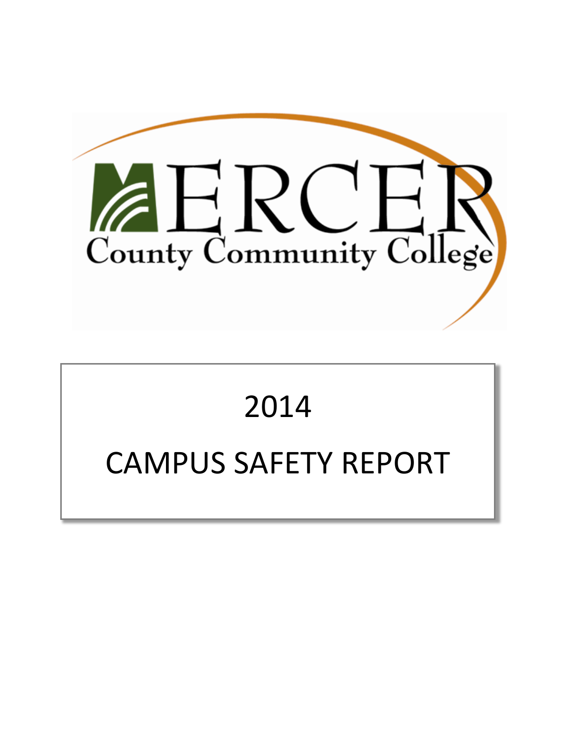MERCER

County Community College

# 2014

# CAMPUS SAFETY REPORT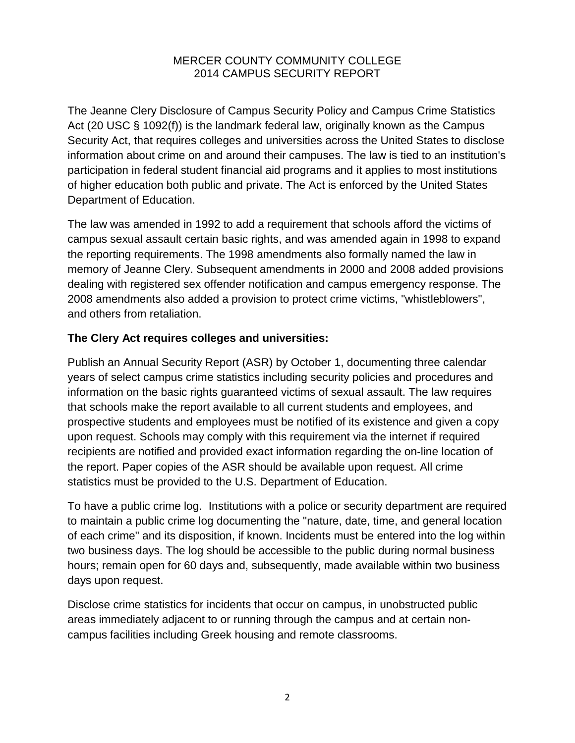MERCER COUNTY COMMUNITY COLLEGE
2014 CAMPUS SECURITY REPORT

The Jeanne Clery Disclosure of Campus Security Policy and Campus Crime Statistics Act (20 USC § 1092(f)) is the landmark federal law, originally known as the Campus Security Act, that requires colleges and universities across the United States to disclose information about crime on and around their campuses. The law is tied to an institution's participation in federal student financial aid programs and it applies to most institutions of higher education both public and private. The Act is enforced by the United States Department of Education.

The law was amended in 1992 to add a requirement that schools afford the victims of campus sexual assault certain basic rights, and was amended again in 1998 to expand the reporting requirements. The 1998 amendments also formally named the law in memory of Jeanne Clery. Subsequent amendments in 2000 and 2008 added provisions dealing with registered sex offender notification and campus emergency response. The 2008 amendments also added a provision to protect crime victims, "whistleblowers", and others from retaliation.

**The Clery Act requires colleges and universities:**

Publish an Annual Security Report (ASR) by October 1, documenting three calendar years of select campus crime statistics including security policies and procedures and information on the basic rights guaranteed victims of sexual assault. The law requires that schools make the report available to all current students and employees, and prospective students and employees must be notified of its existence and given a copy upon request. Schools may comply with this requirement via the internet if required recipients are notified and provided exact information regarding the on-line location of the report. Paper copies of the ASR should be available upon request. All crime statistics must be provided to the U.S. Department of Education.

To have a public crime log. Institutions with a police or security department are required to maintain a public crime log documenting the "nature, date, time, and general location of each crime" and its disposition, if known. Incidents must be entered into the log within two business days. The log should be accessible to the public during normal business hours; remain open for 60 days and, subsequently, made available within two business days upon request.

Disclose crime statistics for incidents that occur on campus, in unobstructed public areas immediately adjacent to or running through the campus and at certain non-campus facilities including Greek housing and remote classrooms.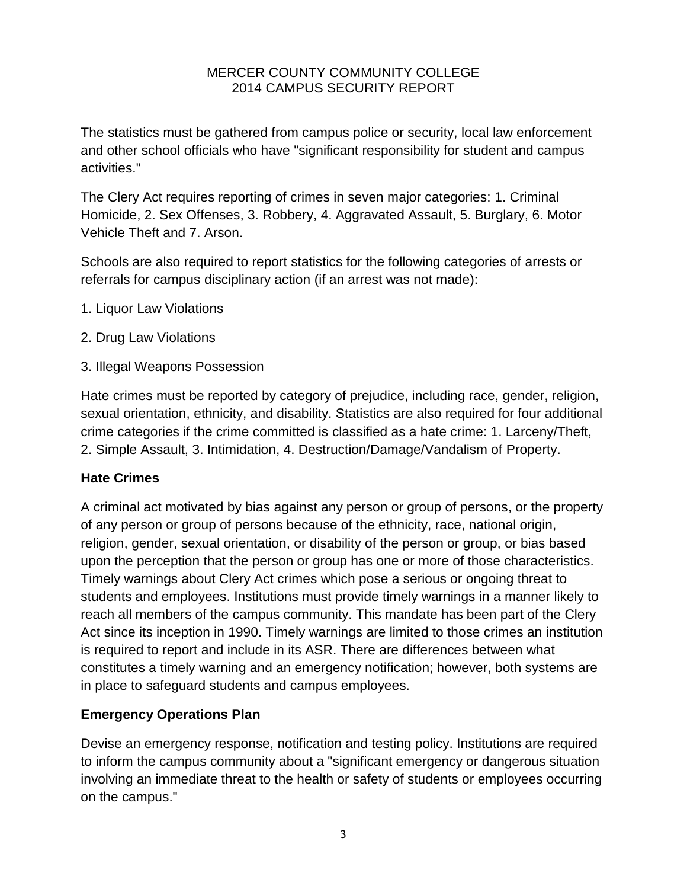MERCER COUNTY COMMUNITY COLLEGE
2014 CAMPUS SECURITY REPORT

The statistics must be gathered from campus police or security, local law enforcement and other school officials who have "significant responsibility for student and campus activities."

The Clery Act requires reporting of crimes in seven major categories: 1. Criminal Homicide, 2. Sex Offenses, 3. Robbery, 4. Aggravated Assault, 5. Burglary, 6. Motor Vehicle Theft and 7. Arson.

Schools are also required to report statistics for the following categories of arrests or referrals for campus disciplinary action (if an arrest was not made):

1. Liquor Law Violations

2. Drug Law Violations

3. Illegal Weapons Possession

Hate crimes must be reported by category of prejudice, including race, gender, religion, sexual orientation, ethnicity, and disability. Statistics are also required for four additional crime categories if the crime committed is classified as a hate crime: 1. Larceny/Theft, 2. Simple Assault, 3. Intimidation, 4. Destruction/Damage/Vandalism of Property.

**Hate Crimes**

A criminal act motivated by bias against any person or group of persons, or the property of any person or group of persons because of the ethnicity, race, national origin, religion, gender, sexual orientation, or disability of the person or group, or bias based upon the perception that the person or group has one or more of those characteristics. Timely warnings about Clery Act crimes which pose a serious or ongoing threat to students and employees. Institutions must provide timely warnings in a manner likely to reach all members of the campus community. This mandate has been part of the Clery Act since its inception in 1990. Timely warnings are limited to those crimes an institution is required to report and include in its ASR. There are differences between what constitutes a timely warning and an emergency notification; however, both systems are in place to safeguard students and campus employees.

**Emergency Operations Plan**

Devise an emergency response, notification and testing policy. Institutions are required to inform the campus community about a "significant emergency or dangerous situation involving an immediate threat to the health or safety of students or employees occurring on the campus."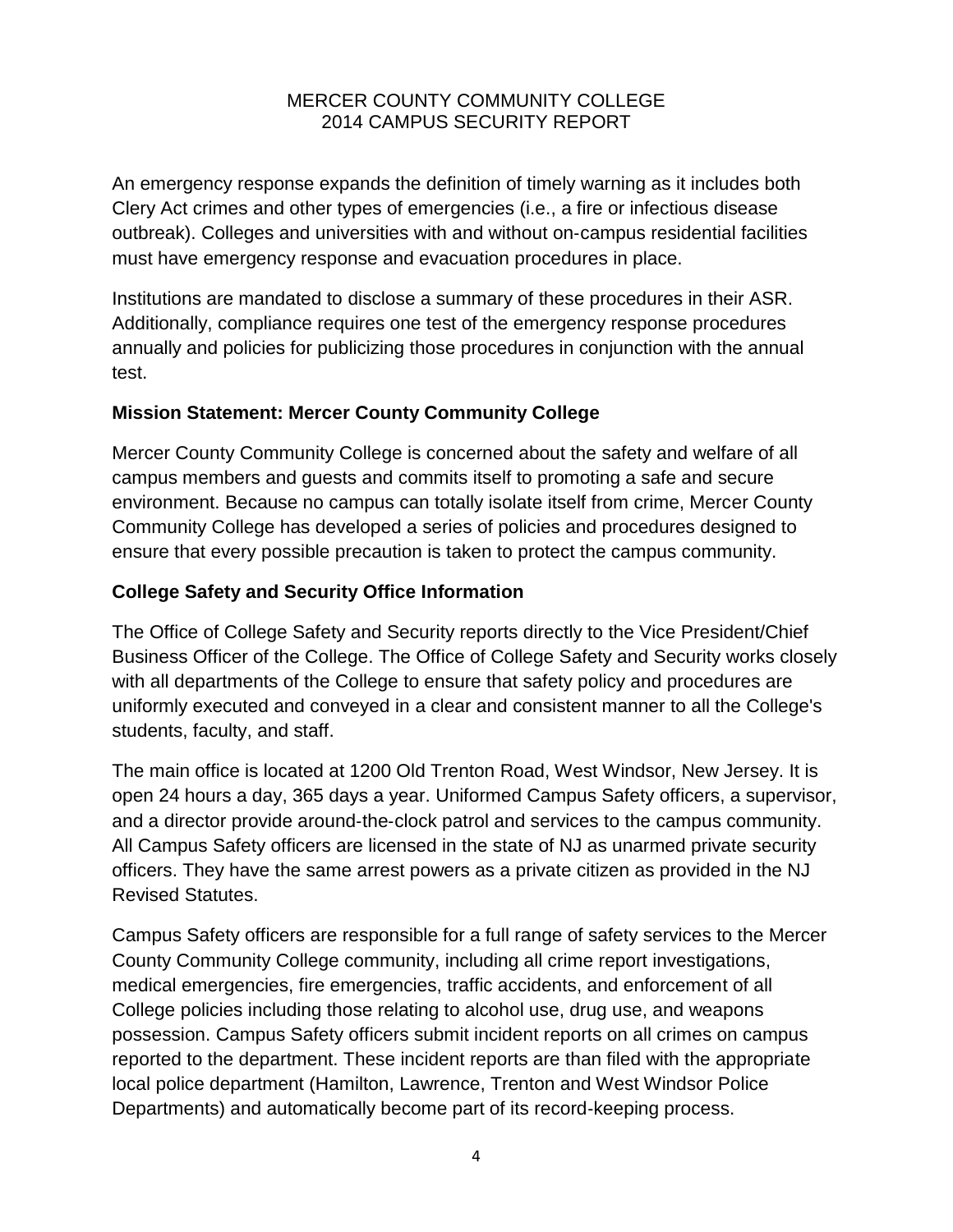An emergency response expands the definition of timely warning as it includes both Clery Act crimes and other types of emergencies (i.e., a fire or infectious disease outbreak). Colleges and universities with and without on-campus residential facilities must have emergency response and evacuation procedures in place.

Institutions are mandated to disclose a summary of these procedures in their ASR. Additionally, compliance requires one test of the emergency response procedures annually and policies for publicizing those procedures in conjunction with the annual test.

**Mission Statement: Mercer County Community College**

Mercer County Community College is concerned about the safety and welfare of all campus members and guests and commits itself to promoting a safe and secure environment. Because no campus can totally isolate itself from crime, Mercer County Community College has developed a series of policies and procedures designed to ensure that every possible precaution is taken to protect the campus community.

**College Safety and Security Office Information**

The Office of College Safety and Security reports directly to the Vice President/Chief Business Officer of the College. The Office of College Safety and Security works closely with all departments of the College to ensure that safety policy and procedures are uniformly executed and conveyed in a clear and consistent manner to all the College's students, faculty, and staff.

The main office is located at 1200 Old Trenton Road, West Windsor, New Jersey. It is open 24 hours a day, 365 days a year. Uniformed Campus Safety officers, a supervisor, and a director provide around-the-clock patrol and services to the campus community. All Campus Safety officers are licensed in the state of NJ as unarmed private security officers. They have the same arrest powers as a private citizen as provided in the NJ Revised Statutes.

Campus Safety officers are responsible for a full range of safety services to the Mercer County Community College community, including all crime report investigations, medical emergencies, fire emergencies, traffic accidents, and enforcement of all College policies including those relating to alcohol use, drug use, and weapons possession. Campus Safety officers submit incident reports on all crimes on campus reported to the department. These incident reports are than filed with the appropriate local police department (Hamilton, Lawrence, Trenton and West Windsor Police Departments) and automatically become part of its record-keeping process.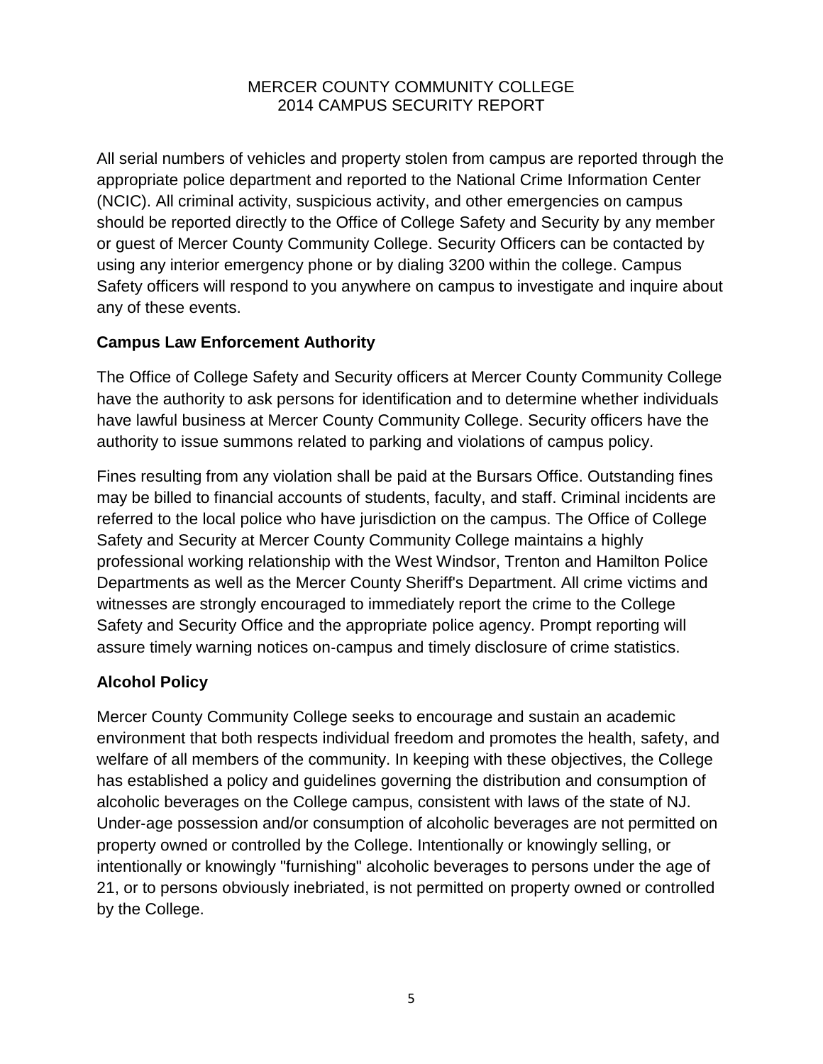All serial numbers of vehicles and property stolen from campus are reported through the appropriate police department and reported to the National Crime Information Center (NCIC). All criminal activity, suspicious activity, and other emergencies on campus should be reported directly to the Office of College Safety and Security by any member or guest of Mercer County Community College. Security Officers can be contacted by using any interior emergency phone or by dialing 3200 within the college. Campus Safety officers will respond to you anywhere on campus to investigate and inquire about any of these events.

## Campus Law Enforcement Authority

The Office of College Safety and Security officers at Mercer County Community College have the authority to ask persons for identification and to determine whether individuals have lawful business at Mercer County Community College. Security officers have the authority to issue summons related to parking and violations of campus policy.

Fines resulting from any violation shall be paid at the Bursars Office. Outstanding fines may be billed to financial accounts of students, faculty, and staff. Criminal incidents are referred to the local police who have jurisdiction on the campus. The Office of College Safety and Security at Mercer County Community College maintains a highly professional working relationship with the West Windsor, Trenton and Hamilton Police Departments as well as the Mercer County Sheriff's Department. All crime victims and witnesses are strongly encouraged to immediately report the crime to the College Safety and Security Office and the appropriate police agency. Prompt reporting will assure timely warning notices on-campus and timely disclosure of crime statistics.

## Alcohol Policy

Mercer County Community College seeks to encourage and sustain an academic environment that both respects individual freedom and promotes the health, safety, and welfare of all members of the community. In keeping with these objectives, the College has established a policy and guidelines governing the distribution and consumption of alcoholic beverages on the College campus, consistent with laws of the state of NJ. Under-age possession and/or consumption of alcoholic beverages are not permitted on property owned or controlled by the College. Intentionally or knowingly selling, or intentionally or knowingly "furnishing" alcoholic beverages to persons under the age of 21, or to persons obviously inebriated, is not permitted on property owned or controlled by the College.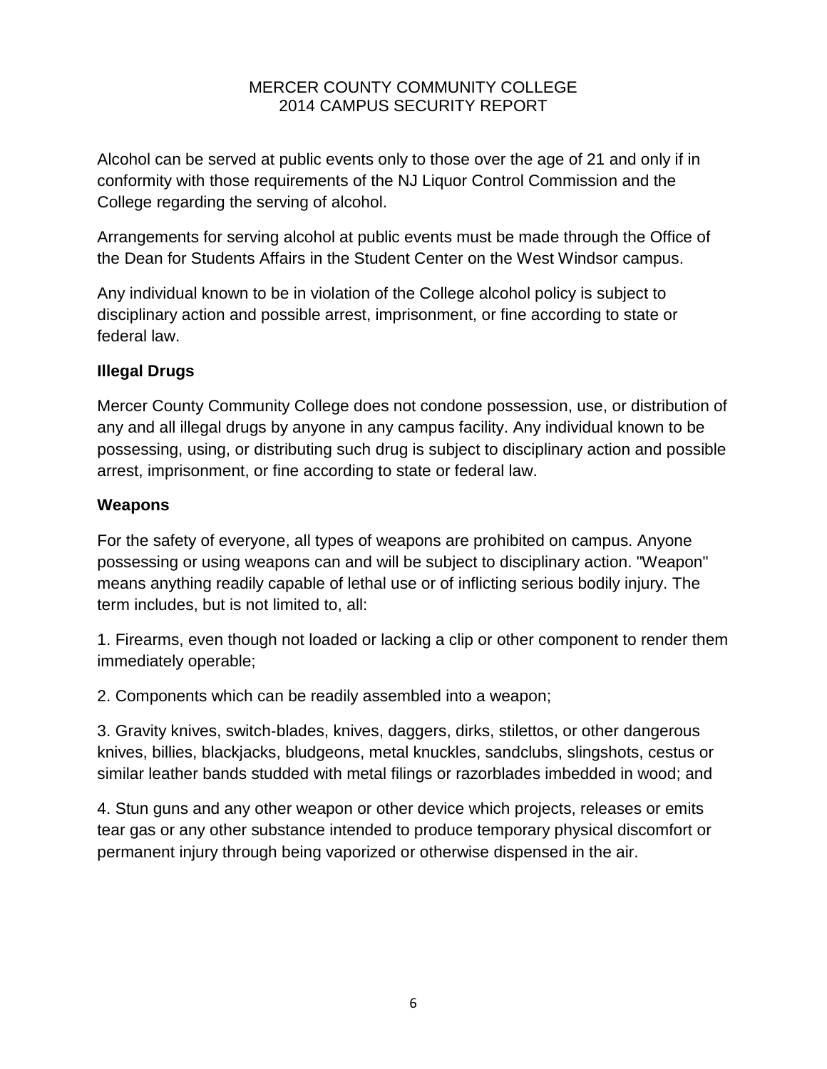Alcohol can be served at public events only to those over the age of 21 and only if in conformity with those requirements of the NJ Liquor Control Commission and the College regarding the serving of alcohol.

Arrangements for serving alcohol at public events must be made through the Office of the Dean for Students Affairs in the Student Center on the West Windsor campus.

Any individual known to be in violation of the College alcohol policy is subject to disciplinary action and possible arrest, imprisonment, or fine according to state or federal law.

### Illegal Drugs

Mercer County Community College does not condone possession, use, or distribution of any and all illegal drugs by anyone in any campus facility. Any individual known to be possessing, using, or distributing such drug is subject to disciplinary action and possible arrest, imprisonment, or fine according to state or federal law.

### Weapons

For the safety of everyone, all types of weapons are prohibited on campus. Anyone possessing or using weapons can and will be subject to disciplinary action. "Weapon" means anything readily capable of lethal use or of inflicting serious bodily injury. The term includes, but is not limited to, all:

1. Firearms, even though not loaded or lacking a clip or other component to render them immediately operable;

2. Components which can be readily assembled into a weapon;

3. Gravity knives, switch-blades, knives, daggers, dirks, stilettos, or other dangerous knives, billies, blackjacks, bludgeons, metal knuckles, sandclubs, slingshots, cestus or similar leather bands studded with metal filings or razorblades imbedded in wood; and

4. Stun guns and any other weapon or other device which projects, releases or emits tear gas or any other substance intended to produce temporary physical discomfort or permanent injury through being vaporized or otherwise dispensed in the air.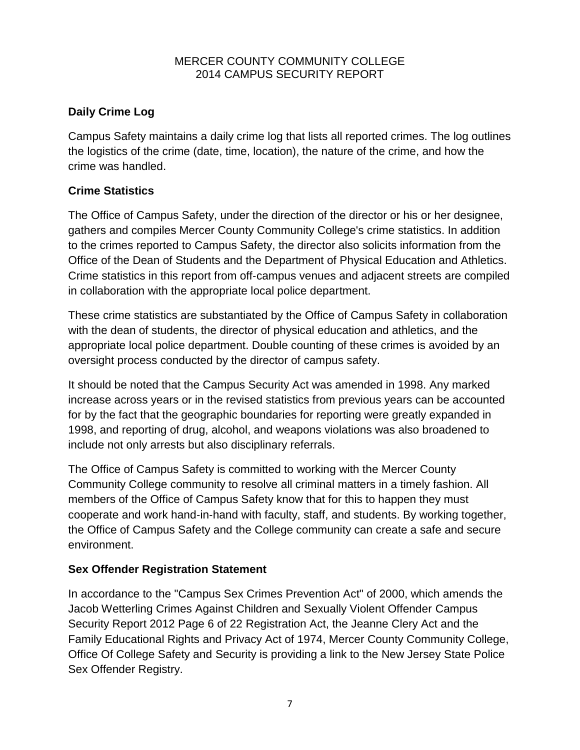MERCER COUNTY COMMUNITY COLLEGE
2014 CAMPUS SECURITY REPORT

## Daily Crime Log

Campus Safety maintains a daily crime log that lists all reported crimes. The log outlines the logistics of the crime (date, time, location), the nature of the crime, and how the crime was handled.

## Crime Statistics

The Office of Campus Safety, under the direction of the director or his or her designee, gathers and compiles Mercer County Community College's crime statistics. In addition to the crimes reported to Campus Safety, the director also solicits information from the Office of the Dean of Students and the Department of Physical Education and Athletics. Crime statistics in this report from off-campus venues and adjacent streets are compiled in collaboration with the appropriate local police department.

These crime statistics are substantiated by the Office of Campus Safety in collaboration with the dean of students, the director of physical education and athletics, and the appropriate local police department. Double counting of these crimes is avoided by an oversight process conducted by the director of campus safety.

It should be noted that the Campus Security Act was amended in 1998. Any marked increase across years or in the revised statistics from previous years can be accounted for by the fact that the geographic boundaries for reporting were greatly expanded in 1998, and reporting of drug, alcohol, and weapons violations was also broadened to include not only arrests but also disciplinary referrals.

The Office of Campus Safety is committed to working with the Mercer County Community College community to resolve all criminal matters in a timely fashion. All members of the Office of Campus Safety know that for this to happen they must cooperate and work hand-in-hand with faculty, staff, and students. By working together, the Office of Campus Safety and the College community can create a safe and secure environment.

## Sex Offender Registration Statement

In accordance to the "Campus Sex Crimes Prevention Act" of 2000, which amends the Jacob Wetterling Crimes Against Children and Sexually Violent Offender Campus Security Report 2012 Page 6 of 22 Registration Act, the Jeanne Clery Act and the Family Educational Rights and Privacy Act of 1974, Mercer County Community College, Office Of College Safety and Security is providing a link to the New Jersey State Police Sex Offender Registry.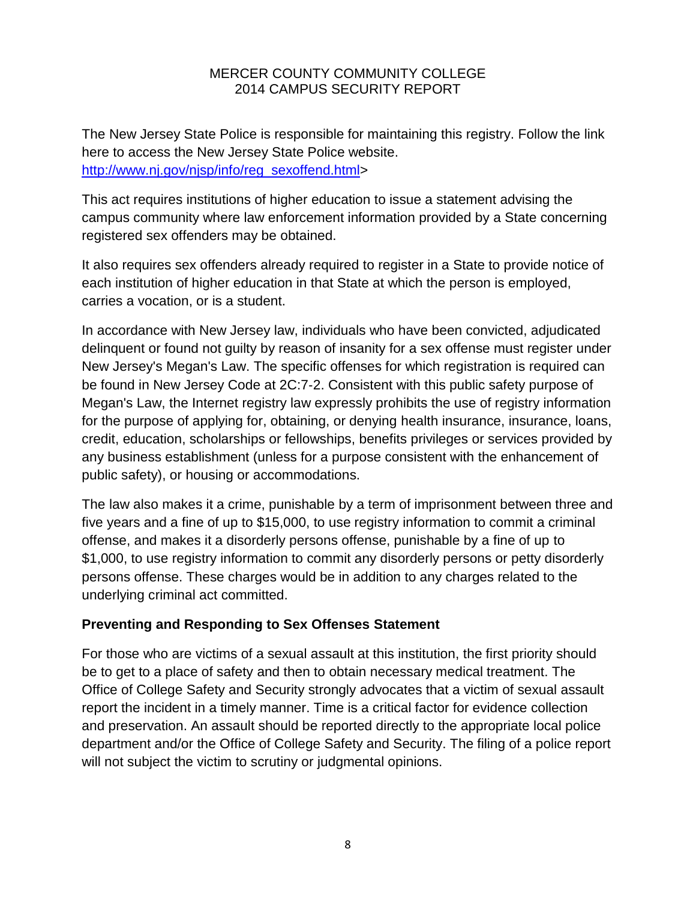The New Jersey State Police is responsible for maintaining this registry. Follow the link here to access the New Jersey State Police website. http://www.nj.gov/njsp/info/reg_sexoffend.html>

This act requires institutions of higher education to issue a statement advising the campus community where law enforcement information provided by a State concerning registered sex offenders may be obtained.

It also requires sex offenders already required to register in a State to provide notice of each institution of higher education in that State at which the person is employed, carries a vocation, or is a student.

In accordance with New Jersey law, individuals who have been convicted, adjudicated delinquent or found not guilty by reason of insanity for a sex offense must register under New Jersey's Megan's Law. The specific offenses for which registration is required can be found in New Jersey Code at 2C:7-2. Consistent with this public safety purpose of Megan's Law, the Internet registry law expressly prohibits the use of registry information for the purpose of applying for, obtaining, or denying health insurance, insurance, loans, credit, education, scholarships or fellowships, benefits privileges or services provided by any business establishment (unless for a purpose consistent with the enhancement of public safety), or housing or accommodations.

The law also makes it a crime, punishable by a term of imprisonment between three and five years and a fine of up to $15,000, to use registry information to commit a criminal offense, and makes it a disorderly persons offense, punishable by a fine of up to $1,000, to use registry information to commit any disorderly persons or petty disorderly persons offense. These charges would be in addition to any charges related to the underlying criminal act committed.

**Preventing and Responding to Sex Offenses Statement**

For those who are victims of a sexual assault at this institution, the first priority should be to get to a place of safety and then to obtain necessary medical treatment. The Office of College Safety and Security strongly advocates that a victim of sexual assault report the incident in a timely manner. Time is a critical factor for evidence collection and preservation. An assault should be reported directly to the appropriate local police department and/or the Office of College Safety and Security. The filing of a police report will not subject the victim to scrutiny or judgmental opinions.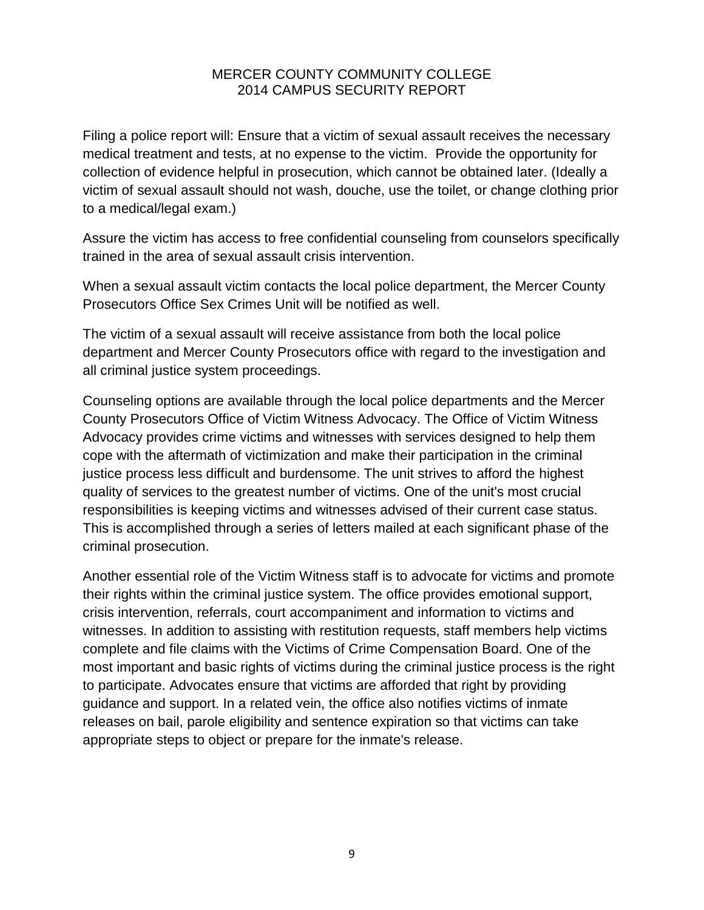Filing a police report will: Ensure that a victim of sexual assault receives the necessary medical treatment and tests, at no expense to the victim. Provide the opportunity for collection of evidence helpful in prosecution, which cannot be obtained later. (Ideally a victim of sexual assault should not wash, douche, use the toilet, or change clothing prior to a medical/legal exam.)

Assure the victim has access to free confidential counseling from counselors specifically trained in the area of sexual assault crisis intervention.

When a sexual assault victim contacts the local police department, the Mercer County Prosecutors Office Sex Crimes Unit will be notified as well.

The victim of a sexual assault will receive assistance from both the local police department and Mercer County Prosecutors office with regard to the investigation and all criminal justice system proceedings.

Counseling options are available through the local police departments and the Mercer County Prosecutors Office of Victim Witness Advocacy. The Office of Victim Witness Advocacy provides crime victims and witnesses with services designed to help them cope with the aftermath of victimization and make their participation in the criminal justice process less difficult and burdensome. The unit strives to afford the highest quality of services to the greatest number of victims. One of the unit's most crucial responsibilities is keeping victims and witnesses advised of their current case status. This is accomplished through a series of letters mailed at each significant phase of the criminal prosecution.

Another essential role of the Victim Witness staff is to advocate for victims and promote their rights within the criminal justice system. The office provides emotional support, crisis intervention, referrals, court accompaniment and information to victims and witnesses. In addition to assisting with restitution requests, staff members help victims complete and file claims with the Victims of Crime Compensation Board. One of the most important and basic rights of victims during the criminal justice process is the right to participate. Advocates ensure that victims are afforded that right by providing guidance and support. In a related vein, the office also notifies victims of inmate releases on bail, parole eligibility and sentence expiration so that victims can take appropriate steps to object or prepare for the inmate's release.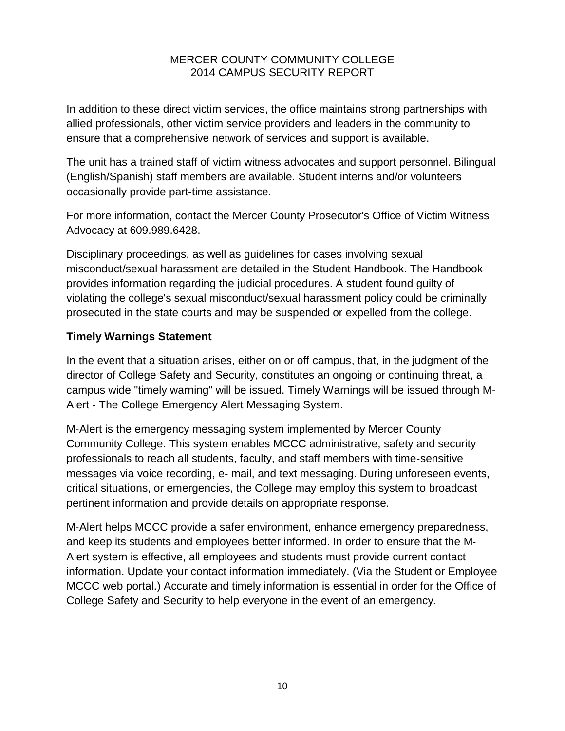In addition to these direct victim services, the office maintains strong partnerships with allied professionals, other victim service providers and leaders in the community to ensure that a comprehensive network of services and support is available.

The unit has a trained staff of victim witness advocates and support personnel. Bilingual (English/Spanish) staff members are available. Student interns and/or volunteers occasionally provide part-time assistance.

For more information, contact the Mercer County Prosecutor's Office of Victim Witness Advocacy at 609.989.6428.

Disciplinary proceedings, as well as guidelines for cases involving sexual misconduct/sexual harassment are detailed in the Student Handbook. The Handbook provides information regarding the judicial procedures. A student found guilty of violating the college's sexual misconduct/sexual harassment policy could be criminally prosecuted in the state courts and may be suspended or expelled from the college.

**Timely Warnings Statement**

In the event that a situation arises, either on or off campus, that, in the judgment of the director of College Safety and Security, constitutes an ongoing or continuing threat, a campus wide "timely warning" will be issued. Timely Warnings will be issued through M-Alert - The College Emergency Alert Messaging System.

M-Alert is the emergency messaging system implemented by Mercer County Community College. This system enables MCCC administrative, safety and security professionals to reach all students, faculty, and staff members with time-sensitive messages via voice recording, e- mail, and text messaging. During unforeseen events, critical situations, or emergencies, the College may employ this system to broadcast pertinent information and provide details on appropriate response.

M-Alert helps MCCC provide a safer environment, enhance emergency preparedness, and keep its students and employees better informed. In order to ensure that the M-Alert system is effective, all employees and students must provide current contact information. Update your contact information immediately. (Via the Student or Employee MCCC web portal.) Accurate and timely information is essential in order for the Office of College Safety and Security to help everyone in the event of an emergency.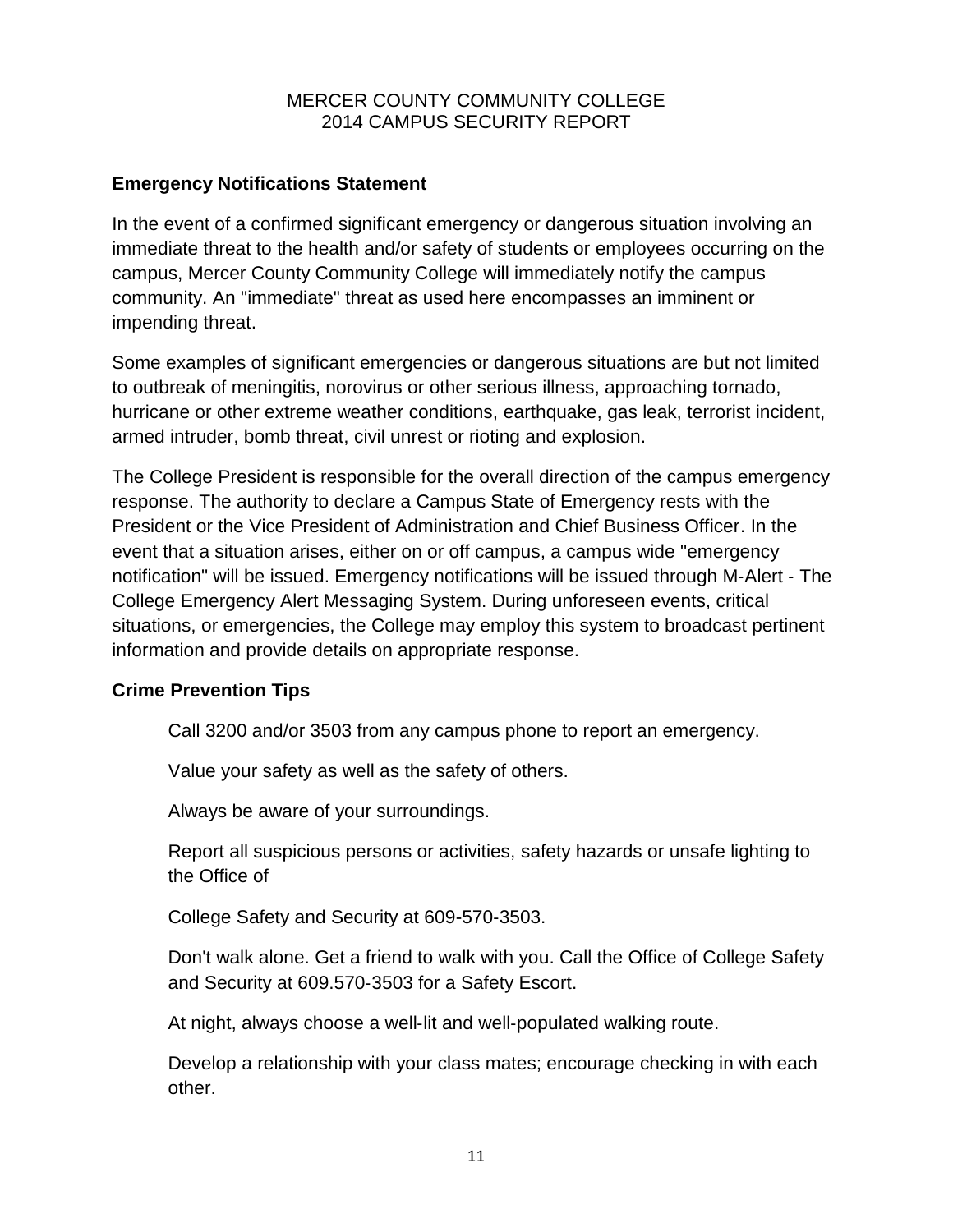MERCER COUNTY COMMUNITY COLLEGE
2014 CAMPUS SECURITY REPORT

## Emergency Notifications Statement

In the event of a confirmed significant emergency or dangerous situation involving an immediate threat to the health and/or safety of students or employees occurring on the campus, Mercer County Community College will immediately notify the campus community. An "immediate" threat as used here encompasses an imminent or impending threat.

Some examples of significant emergencies or dangerous situations are but not limited to outbreak of meningitis, norovirus or other serious illness, approaching tornado, hurricane or other extreme weather conditions, earthquake, gas leak, terrorist incident, armed intruder, bomb threat, civil unrest or rioting and explosion.

The College President is responsible for the overall direction of the campus emergency response. The authority to declare a Campus State of Emergency rests with the President or the Vice President of Administration and Chief Business Officer. In the event that a situation arises, either on or off campus, a campus wide "emergency notification" will be issued. Emergency notifications will be issued through M-Alert - The College Emergency Alert Messaging System. During unforeseen events, critical situations, or emergencies, the College may employ this system to broadcast pertinent information and provide details on appropriate response.

## Crime Prevention Tips

Call 3200 and/or 3503 from any campus phone to report an emergency.

Value your safety as well as the safety of others.

Always be aware of your surroundings.

Report all suspicious persons or activities, safety hazards or unsafe lighting to the Office of

College Safety and Security at 609-570-3503.

Don't walk alone. Get a friend to walk with you. Call the Office of College Safety and Security at 609.570-3503 for a Safety Escort.

At night, always choose a well-lit and well-populated walking route.

Develop a relationship with your class mates; encourage checking in with each other.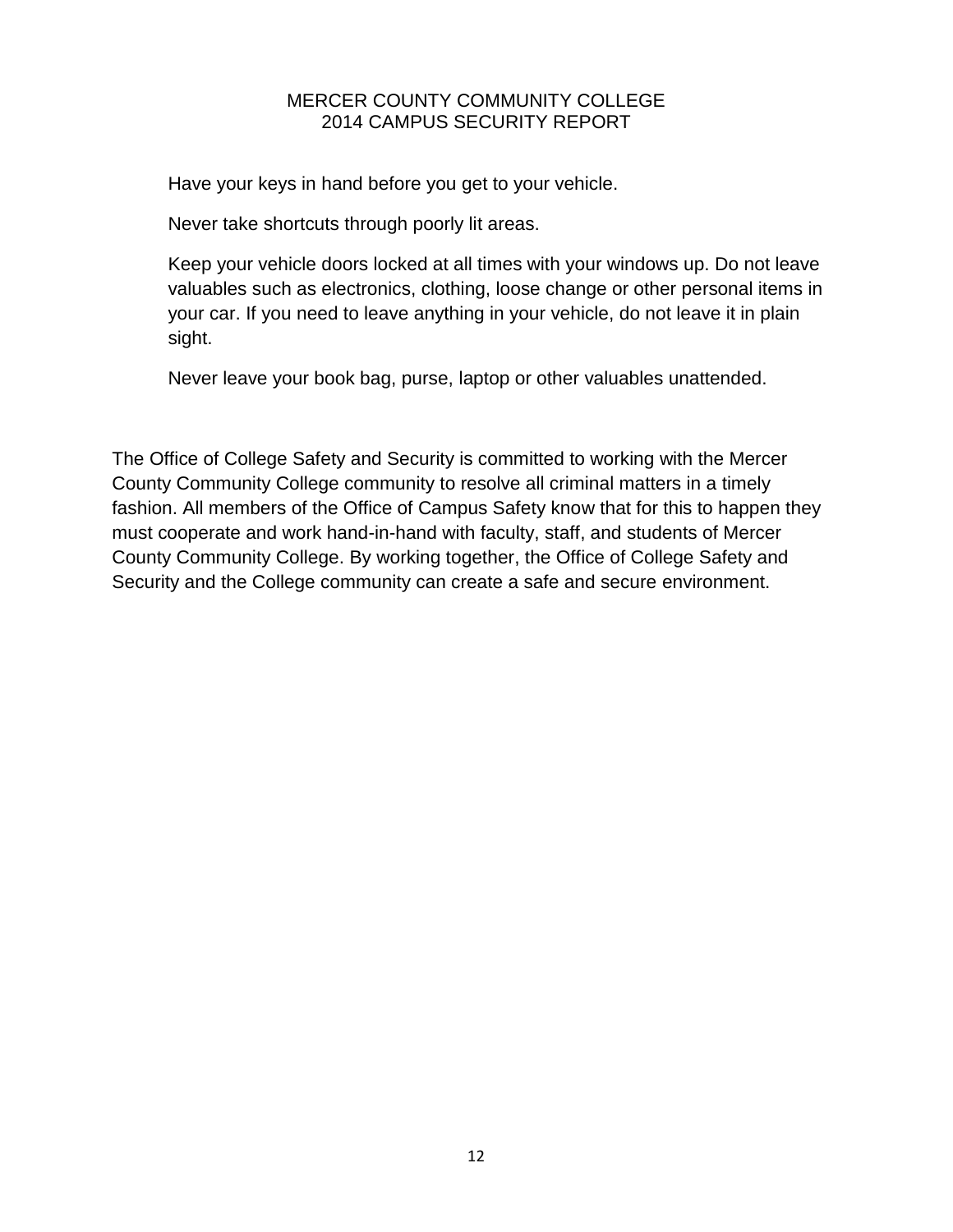Have your keys in hand before you get to your vehicle.

Never take shortcuts through poorly lit areas.

Keep your vehicle doors locked at all times with your windows up. Do not leave valuables such as electronics, clothing, loose change or other personal items in your car. If you need to leave anything in your vehicle, do not leave it in plain sight.

Never leave your book bag, purse, laptop or other valuables unattended.

The Office of College Safety and Security is committed to working with the Mercer County Community College community to resolve all criminal matters in a timely fashion. All members of the Office of Campus Safety know that for this to happen they must cooperate and work hand-in-hand with faculty, staff, and students of Mercer County Community College. By working together, the Office of College Safety and Security and the College community can create a safe and secure environment.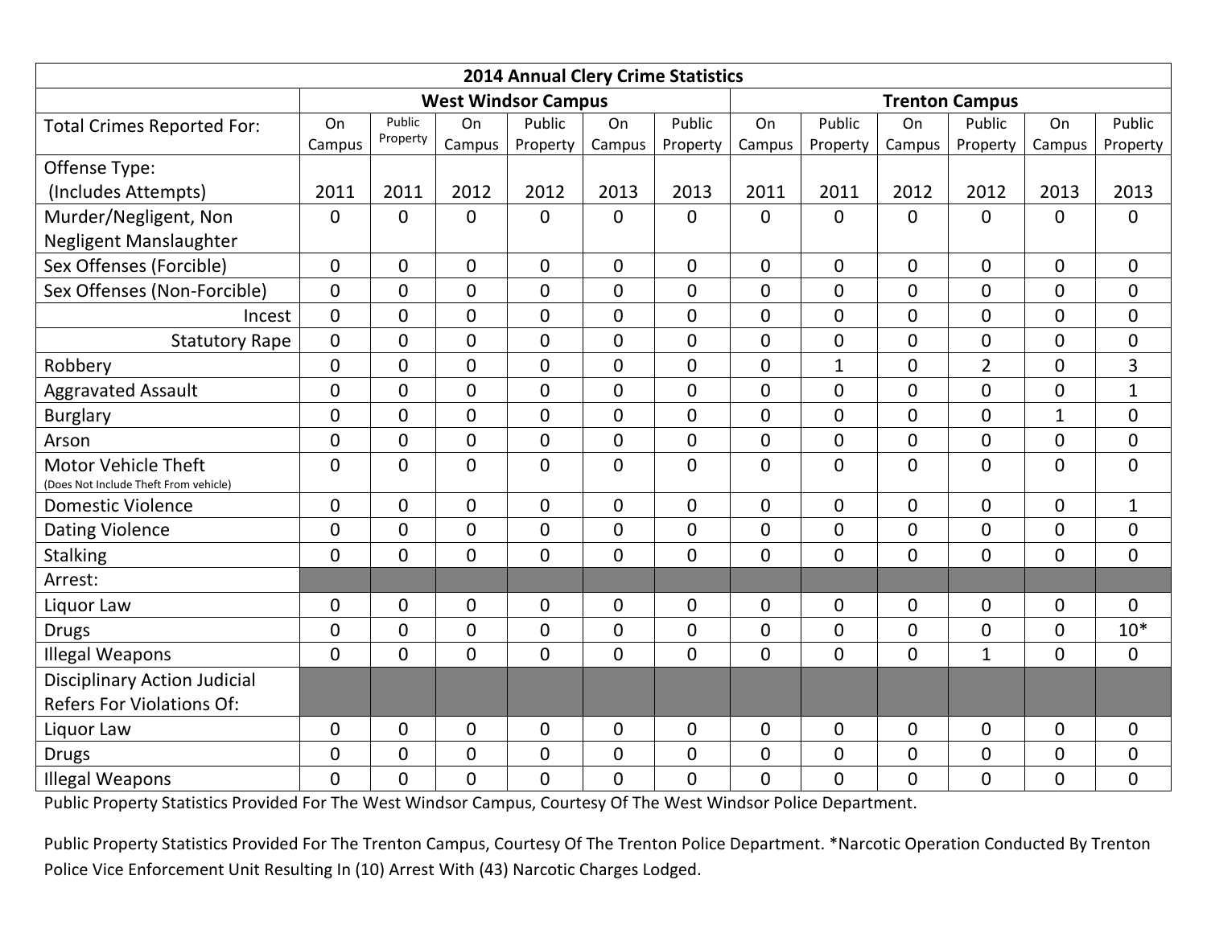| 2014 Annual Clery Crime Statistics | | | | | | | | | | | | |
|---|---|---|---|---|---|---|---|---|---|---|---|---|
| | West Windsor Campus | | | | | | Trenton Campus | | | | | |
| Total Crimes Reported For: | On Campus | Public Property | On Campus | Public Property | On Campus | Public Property | On Campus | Public Property | On Campus | Public Property | On Campus | Public Property |
| Offense Type: (Includes Attempts) | 2011 | 2011 | 2012 | 2012 | 2013 | 2013 | 2011 | 2011 | 2012 | 2012 | 2013 | 2013 |
| Murder/Negligent, Non Negligent Manslaughter | 0 | 0 | 0 | 0 | 0 | 0 | 0 | 0 | 0 | 0 | 0 | 0 |
| Sex Offenses (Forcible) | 0 | 0 | 0 | 0 | 0 | 0 | 0 | 0 | 0 | 0 | 0 | 0 |
| Sex Offenses (Non-Forcible) | 0 | 0 | 0 | 0 | 0 | 0 | 0 | 0 | 0 | 0 | 0 | 0 |
| Incest | 0 | 0 | 0 | 0 | 0 | 0 | 0 | 0 | 0 | 0 | 0 | 0 |
| Statutory Rape | 0 | 0 | 0 | 0 | 0 | 0 | 0 | 0 | 0 | 0 | 0 | 0 |
| Robbery | 0 | 0 | 0 | 0 | 0 | 0 | 0 | 1 | 0 | 2 | 0 | 3 |
| Aggravated Assault | 0 | 0 | 0 | 0 | 0 | 0 | 0 | 0 | 0 | 0 | 0 | 1 |
| Burglary | 0 | 0 | 0 | 0 | 0 | 0 | 0 | 0 | 0 | 0 | 1 | 0 |
| Arson | 0 | 0 | 0 | 0 | 0 | 0 | 0 | 0 | 0 | 0 | 0 | 0 |
| Motor Vehicle Theft (Does Not Include Theft From vehicle) | 0 | 0 | 0 | 0 | 0 | 0 | 0 | 0 | 0 | 0 | 0 | 0 |
| Domestic Violence | 0 | 0 | 0 | 0 | 0 | 0 | 0 | 0 | 0 | 0 | 0 | 1 |
| Dating Violence | 0 | 0 | 0 | 0 | 0 | 0 | 0 | 0 | 0 | 0 | 0 | 0 |
| Stalking | 0 | 0 | 0 | 0 | 0 | 0 | 0 | 0 | 0 | 0 | 0 | 0 |
| Arrest: | | | | | | | | | | | | |
| Liquor Law | 0 | 0 | 0 | 0 | 0 | 0 | 0 | 0 | 0 | 0 | 0 | 0 |
| Drugs | 0 | 0 | 0 | 0 | 0 | 0 | 0 | 0 | 0 | 0 | 0 | 10* |
| Illegal Weapons | 0 | 0 | 0 | 0 | 0 | 0 | 0 | 0 | 0 | 1 | 0 | 0 |
| Disciplinary Action Judicial Refers For Violations Of: | | | | | | | | | | | | |
| Liquor Law | 0 | 0 | 0 | 0 | 0 | 0 | 0 | 0 | 0 | 0 | 0 | 0 |
| Drugs | 0 | 0 | 0 | 0 | 0 | 0 | 0 | 0 | 0 | 0 | 0 | 0 |
| Illegal Weapons | 0 | 0 | 0 | 0 | 0 | 0 | 0 | 0 | 0 | 0 | 0 | 0 |

Public Property Statistics Provided For The West Windsor Campus, Courtesy Of The West Windsor Police Department.

Public Property Statistics Provided For The Trenton Campus, Courtesy Of The Trenton Police Department. *Narcotic Operation Conducted By Trenton Police Vice Enforcement Unit Resulting In (10) Arrest With (43) Narcotic Charges Lodged.